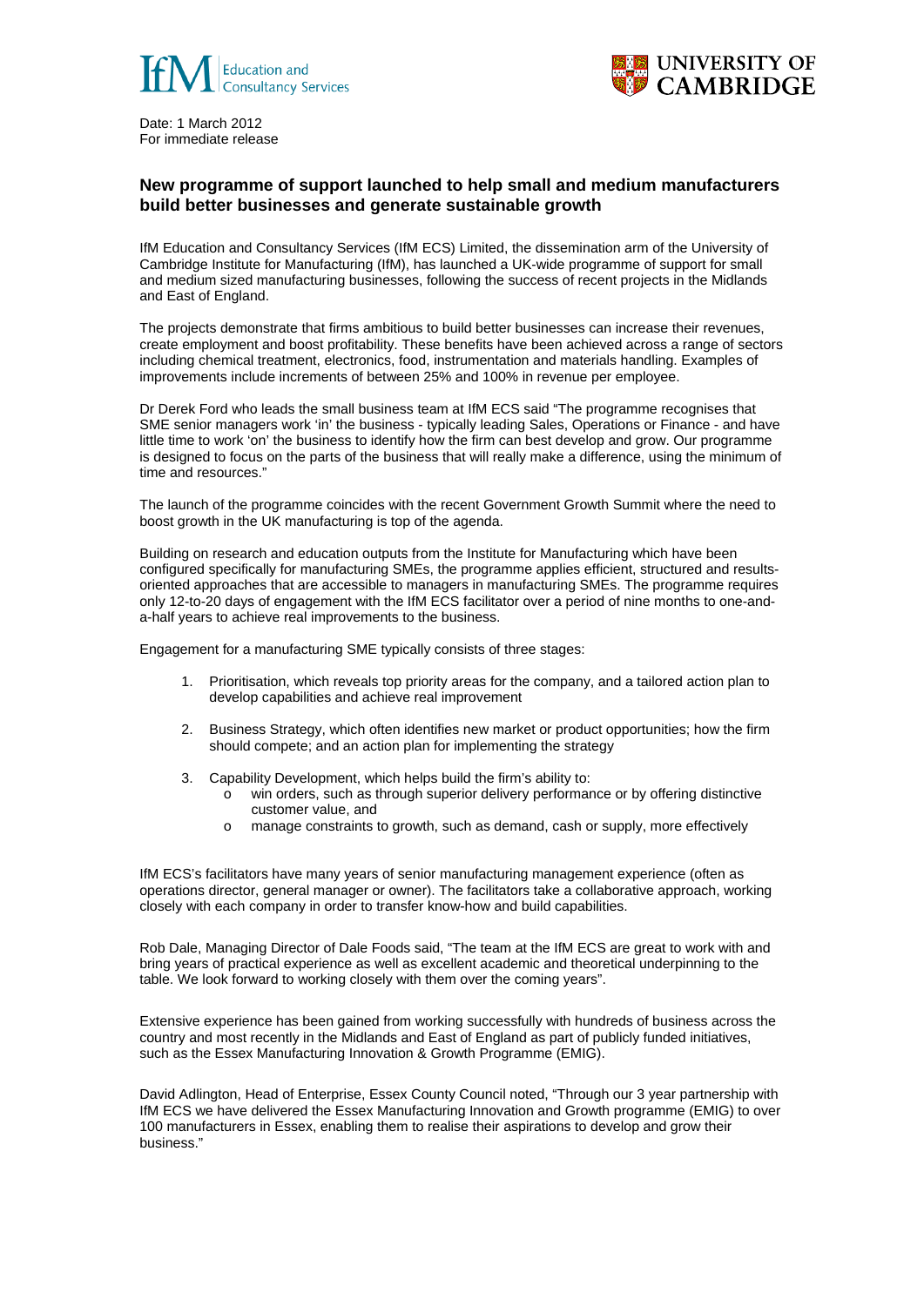Date: 1 March 2012
For immediate release

## New programme of support launched to help small and medium manufacturers build better businesses and generate sustainable growth

IfM Education and Consultancy Services (IfM ECS) Limited, the dissemination arm of the University of Cambridge Institute for Manufacturing (IfM), has launched a UK-wide programme of support for small and medium sized manufacturing businesses, following the success of recent projects in the Midlands and East of England.

The projects demonstrate that firms ambitious to build better businesses can increase their revenues, create employment and boost profitability. These benefits have been achieved across a range of sectors including chemical treatment, electronics, food, instrumentation and materials handling. Examples of improvements include increments of between 25% and 100% in revenue per employee.

Dr Derek Ford who leads the small business team at IfM ECS said "The programme recognises that SME senior managers work 'in' the business - typically leading Sales, Operations or Finance - and have little time to work 'on' the business to identify how the firm can best develop and grow. Our programme is designed to focus on the parts of the business that will really make a difference, using the minimum of time and resources."

The launch of the programme coincides with the recent Government Growth Summit where the need to boost growth in the UK manufacturing is top of the agenda.

Building on research and education outputs from the Institute for Manufacturing which have been configured specifically for manufacturing SMEs, the programme applies efficient, structured and results-oriented approaches that are accessible to managers in manufacturing SMEs. The programme requires only 12-to-20 days of engagement with the IfM ECS facilitator over a period of nine months to one-and-a-half years to achieve real improvements to the business.

Engagement for a manufacturing SME typically consists of three stages:

1. Prioritisation, which reveals top priority areas for the company, and a tailored action plan to develop capabilities and achieve real improvement

2. Business Strategy, which often identifies new market or product opportunities; how the firm should compete; and an action plan for implementing the strategy

3. Capability Development, which helps build the firm's ability to:
   - win orders, such as through superior delivery performance or by offering distinctive customer value, and
   - manage constraints to growth, such as demand, cash or supply, more effectively

IfM ECS's facilitators have many years of senior manufacturing management experience (often as operations director, general manager or owner). The facilitators take a collaborative approach, working closely with each company in order to transfer know-how and build capabilities.

Rob Dale, Managing Director of Dale Foods said, "The team at the IfM ECS are great to work with and bring years of practical experience as well as excellent academic and theoretical underpinning to the table. We look forward to working closely with them over the coming years".

Extensive experience has been gained from working successfully with hundreds of business across the country and most recently in the Midlands and East of England as part of publicly funded initiatives, such as the Essex Manufacturing Innovation & Growth Programme (EMIG).

David Adlington, Head of Enterprise, Essex County Council noted, "Through our 3 year partnership with IfM ECS we have delivered the Essex Manufacturing Innovation and Growth programme (EMIG) to over 100 manufacturers in Essex, enabling them to realise their aspirations to develop and grow their business."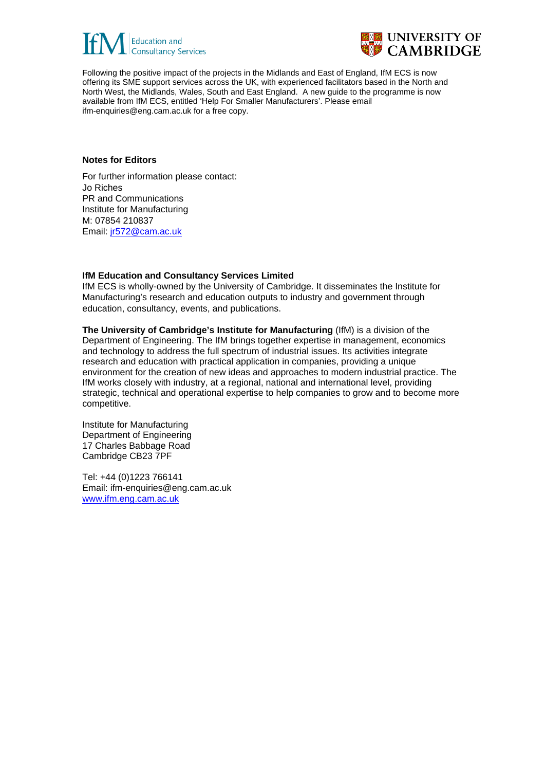Following the positive impact of the projects in the Midlands and East of England, IfM ECS is now offering its SME support services across the UK, with experienced facilitators based in the North and North West, the Midlands, Wales, South and East England. A new guide to the programme is now available from IfM ECS, entitled 'Help For Smaller Manufacturers'. Please email ifm-enquiries@eng.cam.ac.uk for a free copy.

**Notes for Editors**

For further information please contact:
Jo Riches
PR and Communications
Institute for Manufacturing
M: 07854 210837
Email: jr572@cam.ac.uk

**IfM Education and Consultancy Services Limited**
IfM ECS is wholly-owned by the University of Cambridge. It disseminates the Institute for Manufacturing's research and education outputs to industry and government through education, consultancy, events, and publications.

**The University of Cambridge's Institute for Manufacturing** (IfM) is a division of the Department of Engineering. The IfM brings together expertise in management, economics and technology to address the full spectrum of industrial issues. Its activities integrate research and education with practical application in companies, providing a unique environment for the creation of new ideas and approaches to modern industrial practice. The IfM works closely with industry, at a regional, national and international level, providing strategic, technical and operational expertise to help companies to grow and to become more competitive.

Institute for Manufacturing
Department of Engineering
17 Charles Babbage Road
Cambridge CB23 7PF

Tel: +44 (0)1223 766141
Email: ifm-enquiries@eng.cam.ac.uk
www.ifm.eng.cam.ac.uk